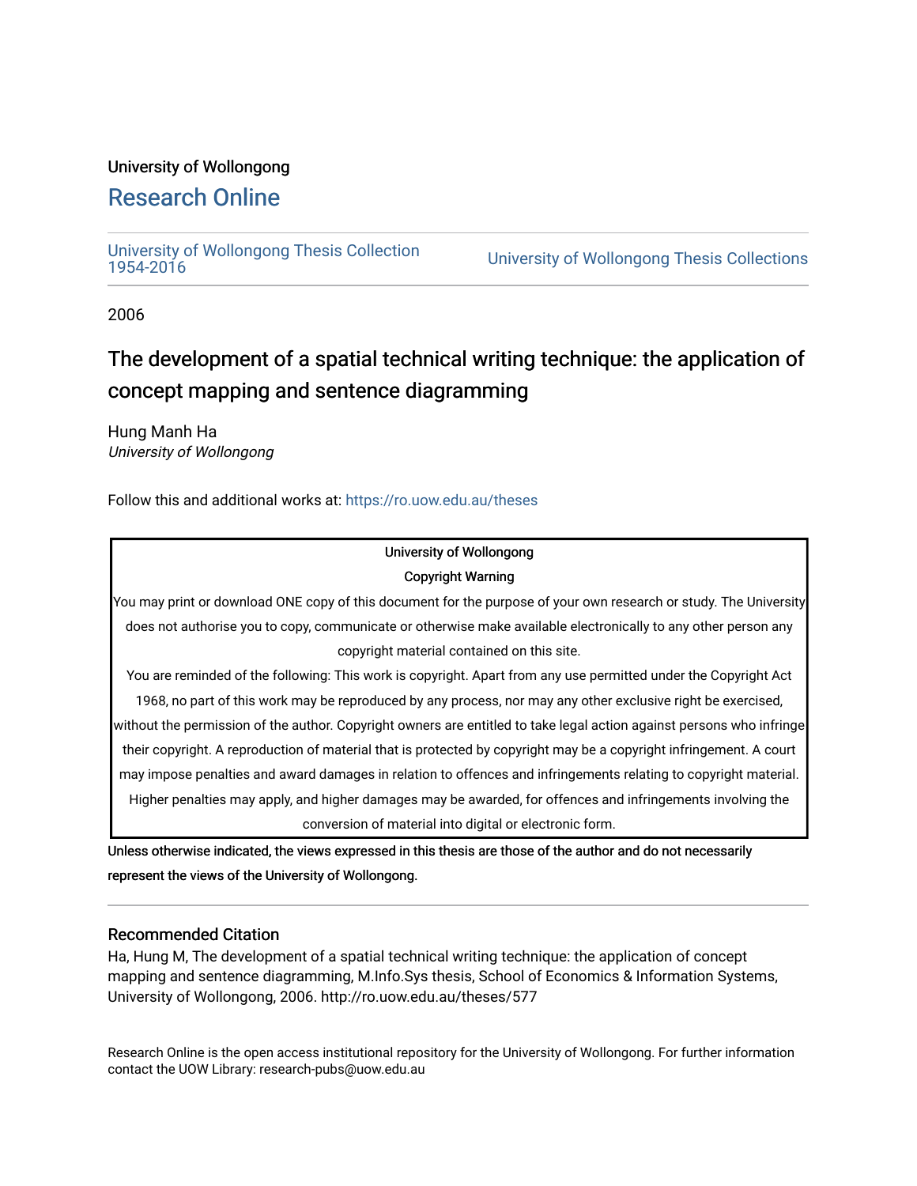University of Wollongong

# Research Online

University of Wollongong Thesis Collection 1954-2016

University of Wollongong Thesis Collections

2006

## The development of a spatial technical writing technique: the application of concept mapping and sentence diagramming

Hung Manh Ha
*University of Wollongong*

Follow this and additional works at: https://ro.uow.edu.au/theses

University of Wollongong

Copyright Warning

You may print or download ONE copy of this document for the purpose of your own research or study. The University does not authorise you to copy, communicate or otherwise make available electronically to any other person any copyright material contained on this site.

You are reminded of the following: This work is copyright. Apart from any use permitted under the Copyright Act 1968, no part of this work may be reproduced by any process, nor may any other exclusive right be exercised, without the permission of the author. Copyright owners are entitled to take legal action against persons who infringe their copyright. A reproduction of material that is protected by copyright may be a copyright infringement. A court may impose penalties and award damages in relation to offences and infringements relating to copyright material. Higher penalties may apply, and higher damages may be awarded, for offences and infringements involving the conversion of material into digital or electronic form.

Unless otherwise indicated, the views expressed in this thesis are those of the author and do not necessarily represent the views of the University of Wollongong.

### Recommended Citation

Ha, Hung M, The development of a spatial technical writing technique: the application of concept mapping and sentence diagramming, M.Info.Sys thesis, School of Economics & Information Systems, University of Wollongong, 2006. http://ro.uow.edu.au/theses/577

Research Online is the open access institutional repository for the University of Wollongong. For further information contact the UOW Library: research-pubs@uow.edu.au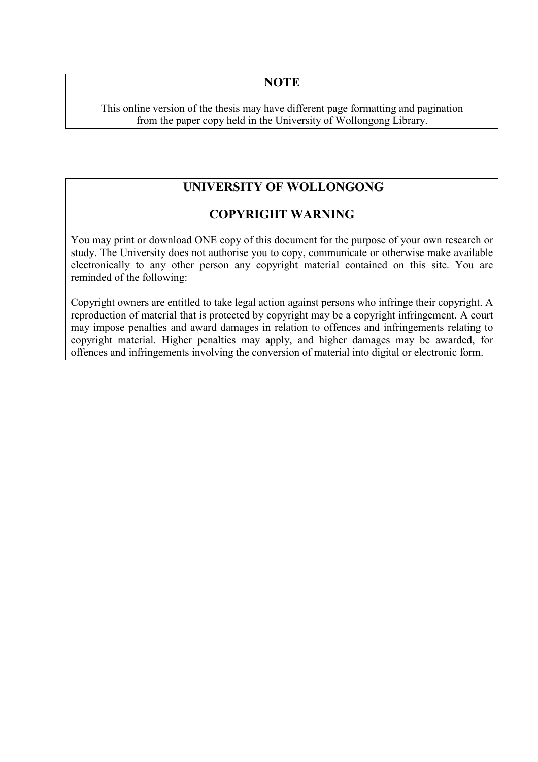## NOTE

This online version of the thesis may have different page formatting and pagination from the paper copy held in the University of Wollongong Library.

## UNIVERSITY OF WOLLONGONG

## COPYRIGHT WARNING

You may print or download ONE copy of this document for the purpose of your own research or study. The University does not authorise you to copy, communicate or otherwise make available electronically to any other person any copyright material contained on this site. You are reminded of the following:

Copyright owners are entitled to take legal action against persons who infringe their copyright. A reproduction of material that is protected by copyright may be a copyright infringement. A court may impose penalties and award damages in relation to offences and infringements relating to copyright material. Higher penalties may apply, and higher damages may be awarded, for offences and infringements involving the conversion of material into digital or electronic form.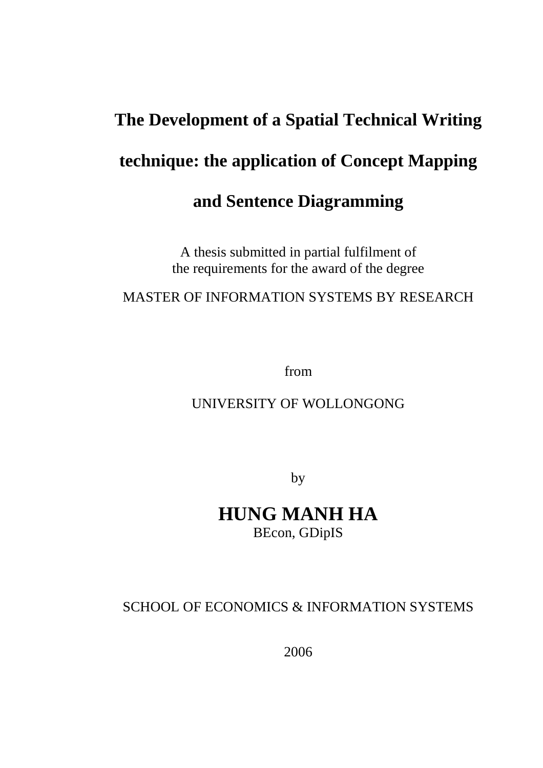# The Development of a Spatial Technical Writing technique: the application of Concept Mapping and Sentence Diagramming

A thesis submitted in partial fulfilment of
the requirements for the award of the degree

MASTER OF INFORMATION SYSTEMS BY RESEARCH

from

UNIVERSITY OF WOLLONGONG

by

**HUNG MANH HA**
BEcon, GDipIS

SCHOOL OF ECONOMICS & INFORMATION SYSTEMS

2006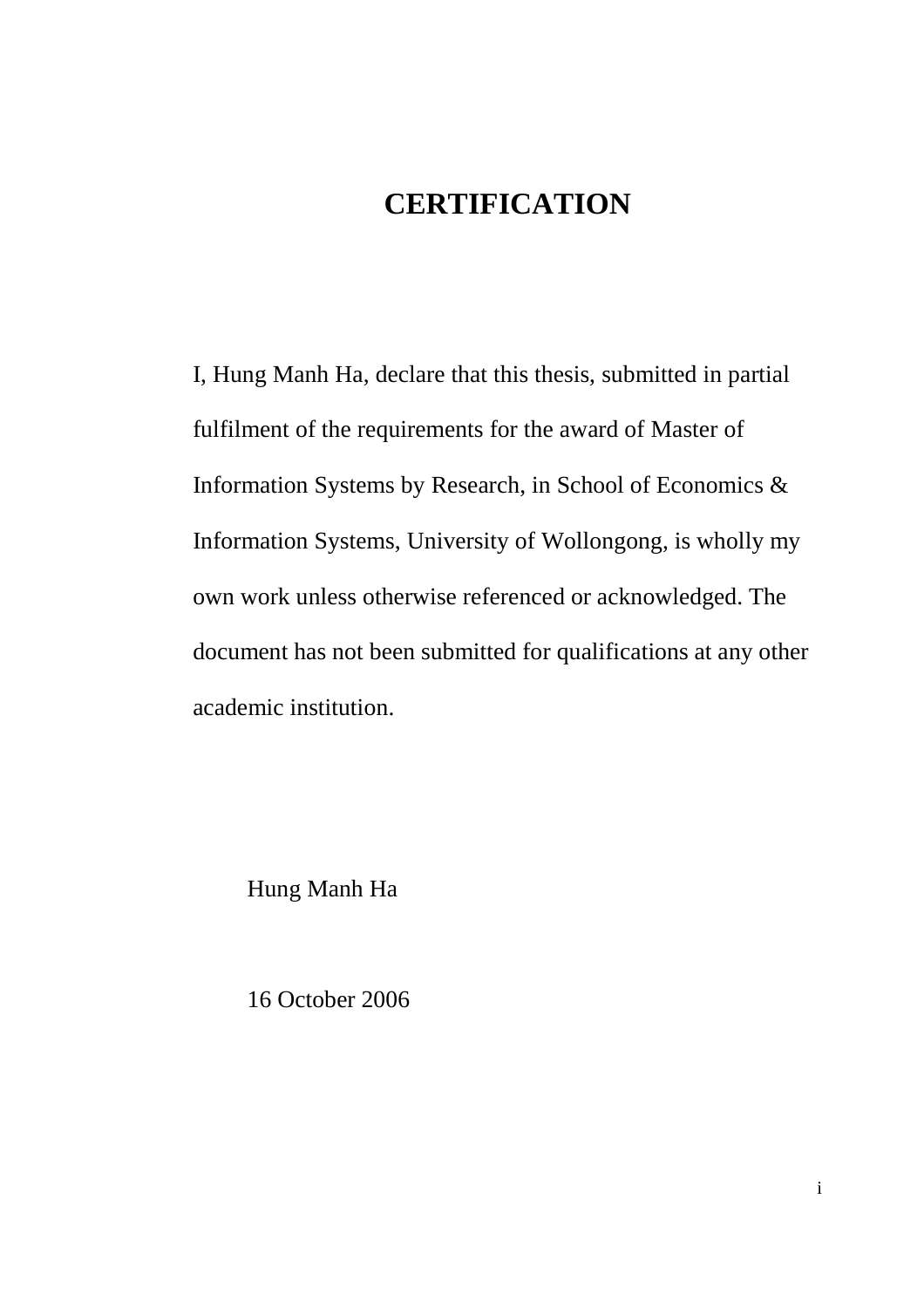# CERTIFICATION

I, Hung Manh Ha, declare that this thesis, submitted in partial fulfilment of the requirements for the award of Master of Information Systems by Research, in School of Economics & Information Systems, University of Wollongong, is wholly my own work unless otherwise referenced or acknowledged. The document has not been submitted for qualifications at any other academic institution.

Hung Manh Ha

16 October 2006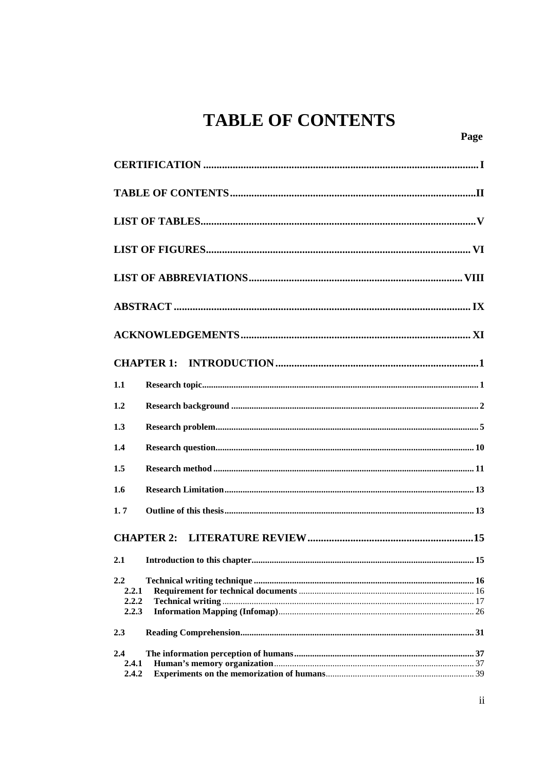# TABLE OF CONTENTS

Page

**CERTIFICATION** ........ I

**TABLE OF CONTENTS** ........ II

**LIST OF TABLES** ........ V

**LIST OF FIGURES** ........ VI

**LIST OF ABBREVIATIONS** ........ VIII

**ABSTRACT** ........ IX

**ACKNOWLEDGEMENTS** ........ XI

**CHAPTER 1: INTRODUCTION** ........ 1

- **1.1 Research topic** ........ 1
- **1.2 Research background** ........ 2
- **1.3 Research problem** ........ 5
- **1.4 Research question** ........ 10
- **1.5 Research method** ........ 11
- **1.6 Research Limitation** ........ 13
- **1. 7 Outline of this thesis** ........ 13

**CHAPTER 2: LITERATURE REVIEW** ........ 15

- **2.1 Introduction to this chapter** ........ 15
- **2.2 Technical writing technique** ........ 16
  - **2.2.1 Requirement for technical documents** ........ 16
  - **2.2.2 Technical writing** ........ 17
  - **2.2.3 Information Mapping (Infomap)** ........ 26
- **2.3 Reading Comprehension** ........ 31
- **2.4 The information perception of humans** ........ 37
  - **2.4.1 Human's memory organization** ........ 37
  - **2.4.2 Experiments on the memorization of humans** ........ 39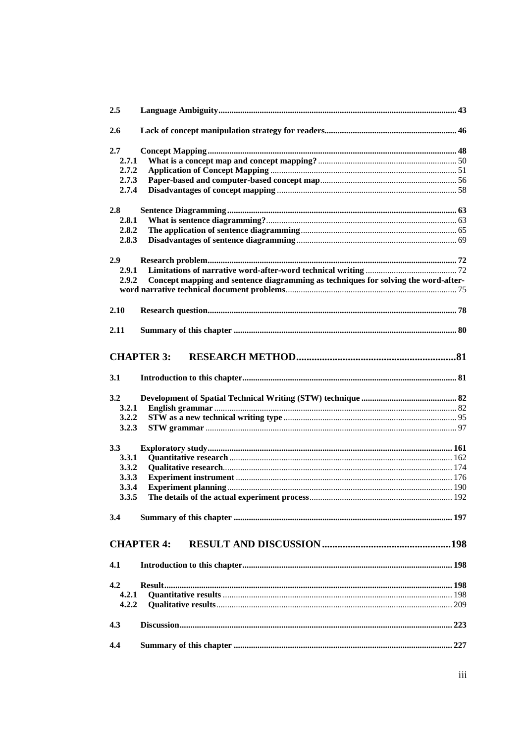**2.5 Language Ambiguity** ..... 43

**2.6 Lack of concept manipulation strategy for readers** ..... 46

**2.7 Concept Mapping** ..... 48

- **2.7.1 What is a concept map and concept mapping?** ..... 50
- **2.7.2 Application of Concept Mapping** ..... 51
- **2.7.3 Paper-based and computer-based concept map** ..... 56
- **2.7.4 Disadvantages of concept mapping** ..... 58

**2.8 Sentence Diagramming** ..... 63

- **2.8.1 What is sentence diagramming?** ..... 63
- **2.8.2 The application of sentence diagramming** ..... 65
- **2.8.3 Disadvantages of sentence diagramming** ..... 69

**2.9 Research problem** ..... 72

- **2.9.1 Limitations of narrative word-after-word technical writing** ..... 72
- **2.9.2 Concept mapping and sentence diagramming as techniques for solving the word-after-word narrative technical document problems** ..... 75

**2.10 Research question** ..... 78

**2.11 Summary of this chapter** ..... 80

## CHAPTER 3: RESEARCH METHOD ..... 81

**3.1 Introduction to this chapter** ..... 81

**3.2 Development of Spatial Technical Writing (STW) technique** ..... 82

- **3.2.1 English grammar** ..... 82
- **3.2.2 STW as a new technical writing type** ..... 95
- **3.2.3 STW grammar** ..... 97

**3.3 Exploratory study** ..... 161

- **3.3.1 Quantitative research** ..... 162
- **3.3.2 Qualitative research** ..... 174
- **3.3.3 Experiment instrument** ..... 176
- **3.3.4 Experiment planning** ..... 190
- **3.3.5 The details of the actual experiment process** ..... 192

**3.4 Summary of this chapter** ..... 197

## CHAPTER 4: RESULT AND DISCUSSION ..... 198

**4.1 Introduction to this chapter** ..... 198

**4.2 Result** ..... 198

- **4.2.1 Quantitative results** ..... 198
- **4.2.2 Qualitative results** ..... 209

**4.3 Discussion** ..... 223

**4.4 Summary of this chapter** ..... 227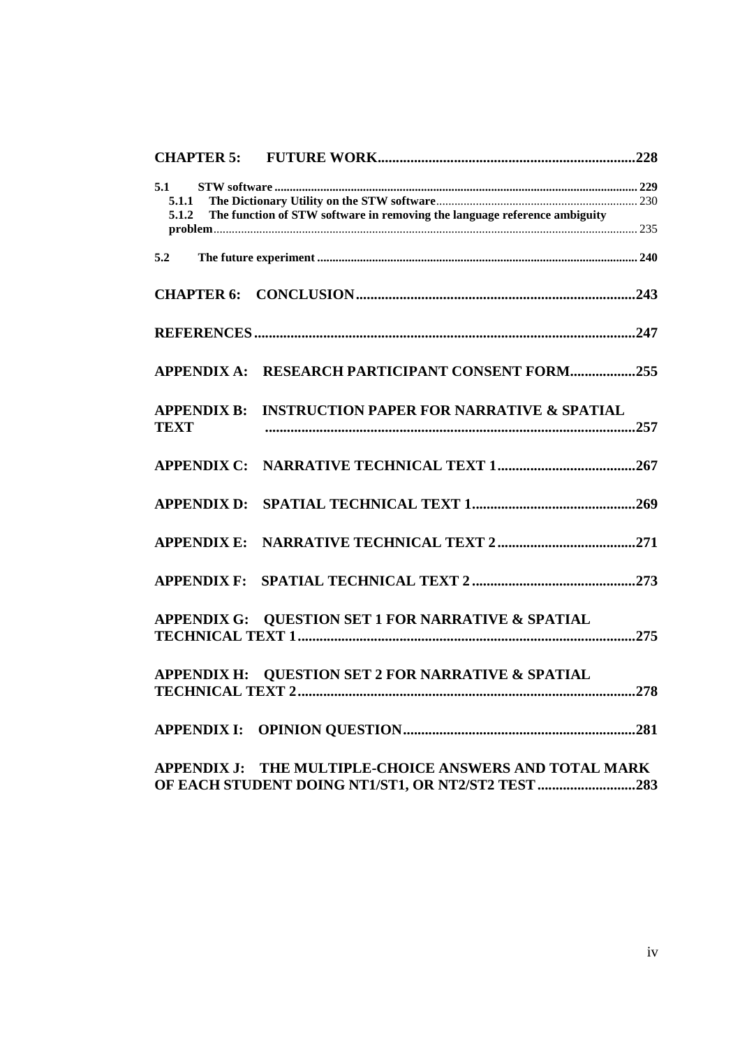**CHAPTER 5: FUTURE WORK** ........................................................ 228

5.1 STW software ........................................................ 229

5.1.1 The Dictionary Utility on the STW software ........................................................ 230

5.1.2 The function of STW software in removing the language reference ambiguity problem ........................................................ 235

5.2 The future experiment ........................................................ 240

**CHAPTER 6: CONCLUSION** ........................................................ 243

**REFERENCES** ........................................................ 247

**APPENDIX A: RESEARCH PARTICIPANT CONSENT FORM** .................. 255

**APPENDIX B: INSTRUCTION PAPER FOR NARRATIVE & SPATIAL TEXT** ........................................................ 257

**APPENDIX C: NARRATIVE TECHNICAL TEXT 1** ........................................................ 267

**APPENDIX D: SPATIAL TECHNICAL TEXT 1** ........................................................ 269

**APPENDIX E: NARRATIVE TECHNICAL TEXT 2** ........................................................ 271

**APPENDIX F: SPATIAL TECHNICAL TEXT 2** ........................................................ 273

**APPENDIX G: QUESTION SET 1 FOR NARRATIVE & SPATIAL TECHNICAL TEXT 1** ........................................................ 275

**APPENDIX H: QUESTION SET 2 FOR NARRATIVE & SPATIAL TECHNICAL TEXT 2** ........................................................ 278

**APPENDIX I: OPINION QUESTION** ........................................................ 281

**APPENDIX J: THE MULTIPLE-CHOICE ANSWERS AND TOTAL MARK OF EACH STUDENT DOING NT1/ST1, OR NT2/ST2 TEST** .......................... 283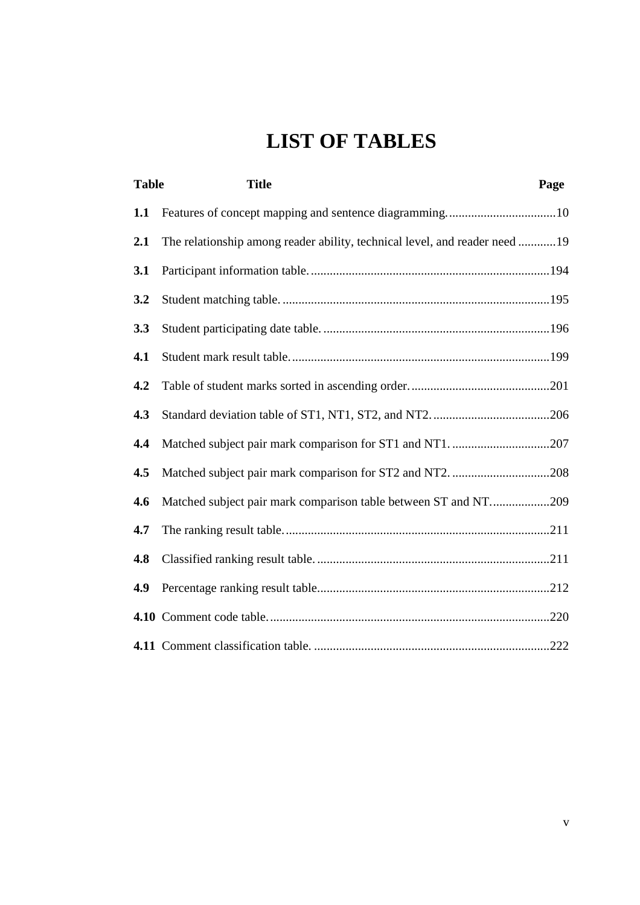# LIST OF TABLES

| Table | Title | Page |
|---|---|---|
| **1.1** | Features of concept mapping and sentence diagramming. | 10 |
| **2.1** | The relationship among reader ability, technical level, and reader need | 19 |
| **3.1** | Participant information table. | 194 |
| **3.2** | Student matching table. | 195 |
| **3.3** | Student participating date table. | 196 |
| **4.1** | Student mark result table. | 199 |
| **4.2** | Table of student marks sorted in ascending order. | 201 |
| **4.3** | Standard deviation table of ST1, NT1, ST2, and NT2. | 206 |
| **4.4** | Matched subject pair mark comparison for ST1 and NT1. | 207 |
| **4.5** | Matched subject pair mark comparison for ST2 and NT2. | 208 |
| **4.6** | Matched subject pair mark comparison table between ST and NT. | 209 |
| **4.7** | The ranking result table. | 211 |
| **4.8** | Classified ranking result table. | 211 |
| **4.9** | Percentage ranking result table. | 212 |
| **4.10** | Comment code table. | 220 |
| **4.11** | Comment classification table. | 222 |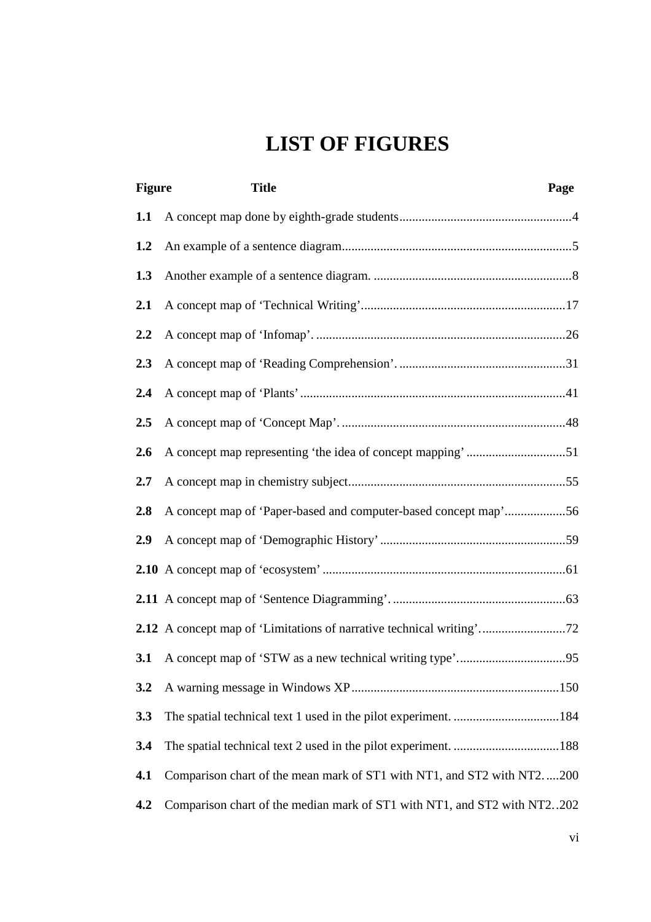# LIST OF FIGURES

| Figure | Title | Page |
|---|---|---|
| **1.1** | A concept map done by eighth-grade students | 4 |
| **1.2** | An example of a sentence diagram | 5 |
| **1.3** | Another example of a sentence diagram. | 8 |
| **2.1** | A concept map of ‘Technical Writing’ | 17 |
| **2.2** | A concept map of ‘Infomap’. | 26 |
| **2.3** | A concept map of ‘Reading Comprehension’. | 31 |
| **2.4** | A concept map of ‘Plants’ | 41 |
| **2.5** | A concept map of ‘Concept Map’. | 48 |
| **2.6** | A concept map representing ‘the idea of concept mapping’ | 51 |
| **2.7** | A concept map in chemistry subject | 55 |
| **2.8** | A concept map of ‘Paper-based and computer-based concept map’ | 56 |
| **2.9** | A concept map of ‘Demographic History’ | 59 |
| **2.10** | A concept map of ‘ecosystem’ | 61 |
| **2.11** | A concept map of ‘Sentence Diagramming’. | 63 |
| **2.12** | A concept map of ‘Limitations of narrative technical writing’. | 72 |
| **3.1** | A concept map of ‘STW as a new technical writing type’. | 95 |
| **3.2** | A warning message in Windows XP | 150 |
| **3.3** | The spatial technical text 1 used in the pilot experiment. | 184 |
| **3.4** | The spatial technical text 2 used in the pilot experiment. | 188 |
| **4.1** | Comparison chart of the mean mark of ST1 with NT1, and ST2 with NT2. | 200 |
| **4.2** | Comparison chart of the median mark of ST1 with NT1, and ST2 with NT2. | 202 |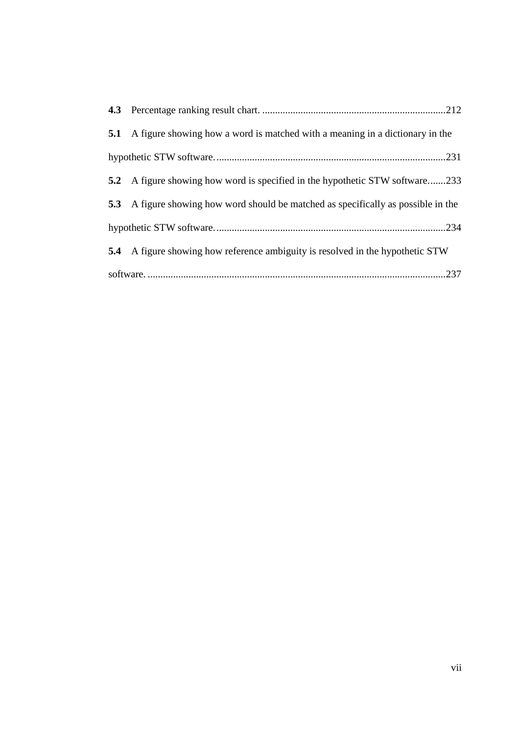**4.3** Percentage ranking result chart. ........................................................................212

**5.1** A figure showing how a word is matched with a meaning in a dictionary in the hypothetic STW software. ........................................................................................231

**5.2** A figure showing how word is specified in the hypothetic STW software.......233

**5.3** A figure showing how word should be matched as specifically as possible in the hypothetic STW software. ........................................................................................234

**5.4** A figure showing how reference ambiguity is resolved in the hypothetic STW software. ...................................................................................................................237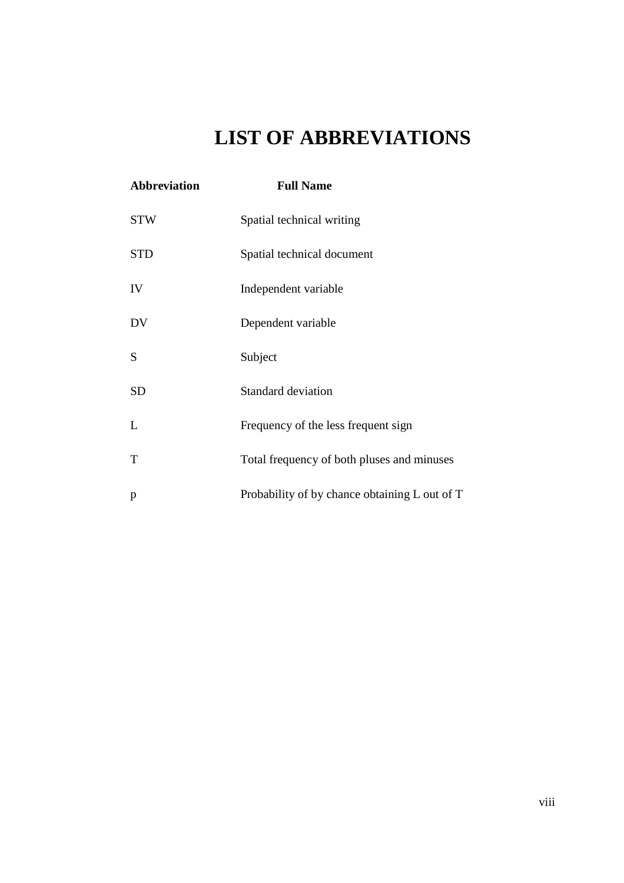# LIST OF ABBREVIATIONS

| **Abbreviation** | **Full Name** |
|---|---|
| STW | Spatial technical writing |
| STD | Spatial technical document |
| IV | Independent variable |
| DV | Dependent variable |
| S | Subject |
| SD | Standard deviation |
| L | Frequency of the less frequent sign |
| T | Total frequency of both pluses and minuses |
| p | Probability of by chance obtaining L out of T |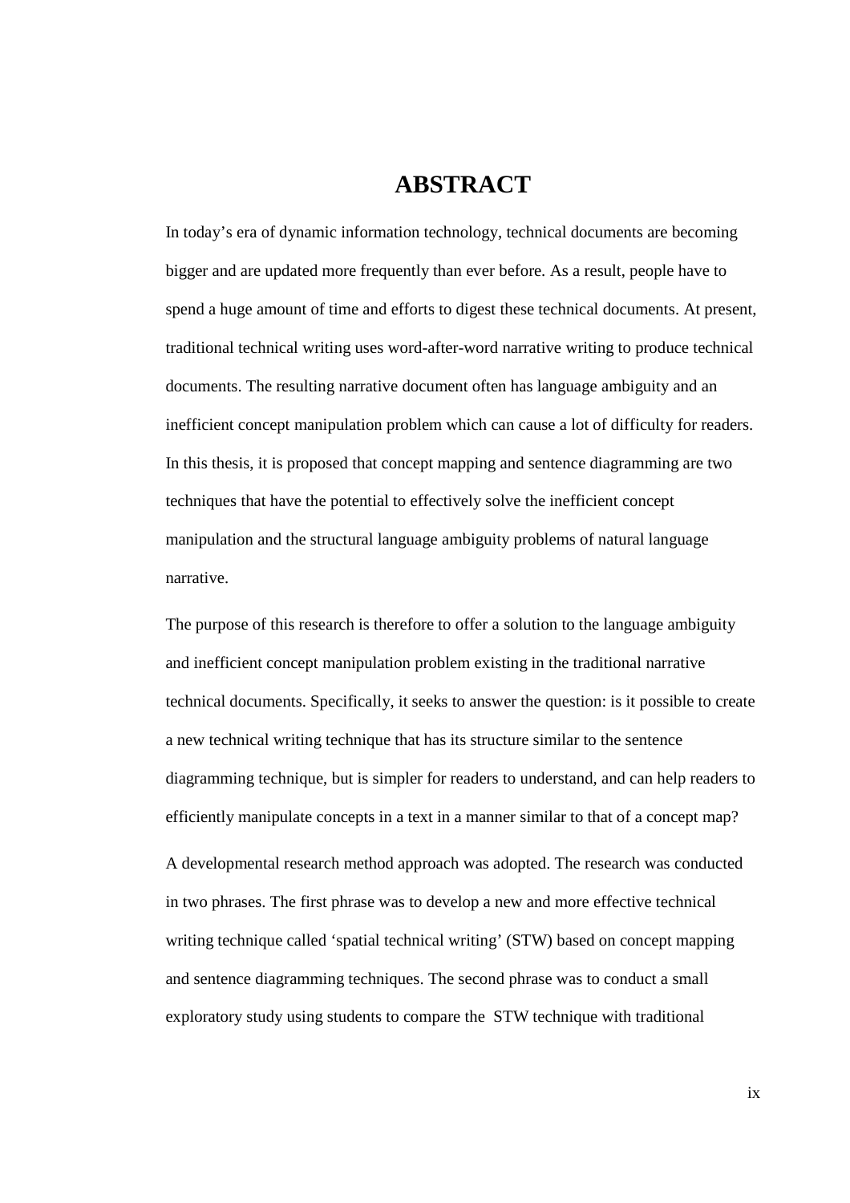# ABSTRACT

In today's era of dynamic information technology, technical documents are becoming bigger and are updated more frequently than ever before. As a result, people have to spend a huge amount of time and efforts to digest these technical documents. At present, traditional technical writing uses word-after-word narrative writing to produce technical documents. The resulting narrative document often has language ambiguity and an inefficient concept manipulation problem which can cause a lot of difficulty for readers. In this thesis, it is proposed that concept mapping and sentence diagramming are two techniques that have the potential to effectively solve the inefficient concept manipulation and the structural language ambiguity problems of natural language narrative.

The purpose of this research is therefore to offer a solution to the language ambiguity and inefficient concept manipulation problem existing in the traditional narrative technical documents. Specifically, it seeks to answer the question: is it possible to create a new technical writing technique that has its structure similar to the sentence diagramming technique, but is simpler for readers to understand, and can help readers to efficiently manipulate concepts in a text in a manner similar to that of a concept map?

A developmental research method approach was adopted. The research was conducted in two phrases. The first phrase was to develop a new and more effective technical writing technique called 'spatial technical writing' (STW) based on concept mapping and sentence diagramming techniques. The second phrase was to conduct a small exploratory study using students to compare the STW technique with traditional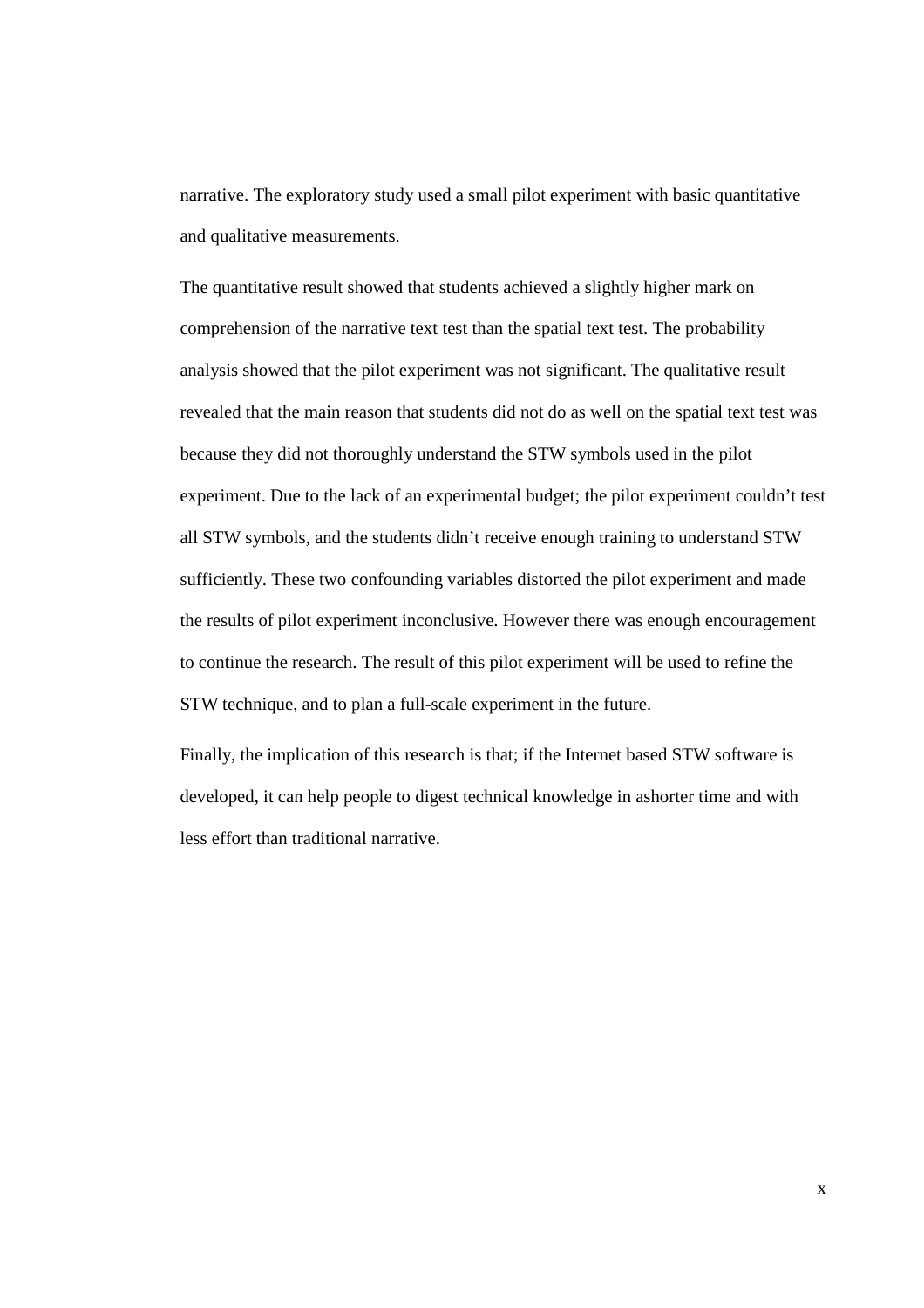narrative. The exploratory study used a small pilot experiment with basic quantitative and qualitative measurements.

The quantitative result showed that students achieved a slightly higher mark on comprehension of the narrative text test than the spatial text test. The probability analysis showed that the pilot experiment was not significant. The qualitative result revealed that the main reason that students did not do as well on the spatial text test was because they did not thoroughly understand the STW symbols used in the pilot experiment. Due to the lack of an experimental budget; the pilot experiment couldn't test all STW symbols, and the students didn't receive enough training to understand STW sufficiently. These two confounding variables distorted the pilot experiment and made the results of pilot experiment inconclusive. However there was enough encouragement to continue the research. The result of this pilot experiment will be used to refine the STW technique, and to plan a full-scale experiment in the future.

Finally, the implication of this research is that; if the Internet based STW software is developed, it can help people to digest technical knowledge in ashorter time and with less effort than traditional narrative.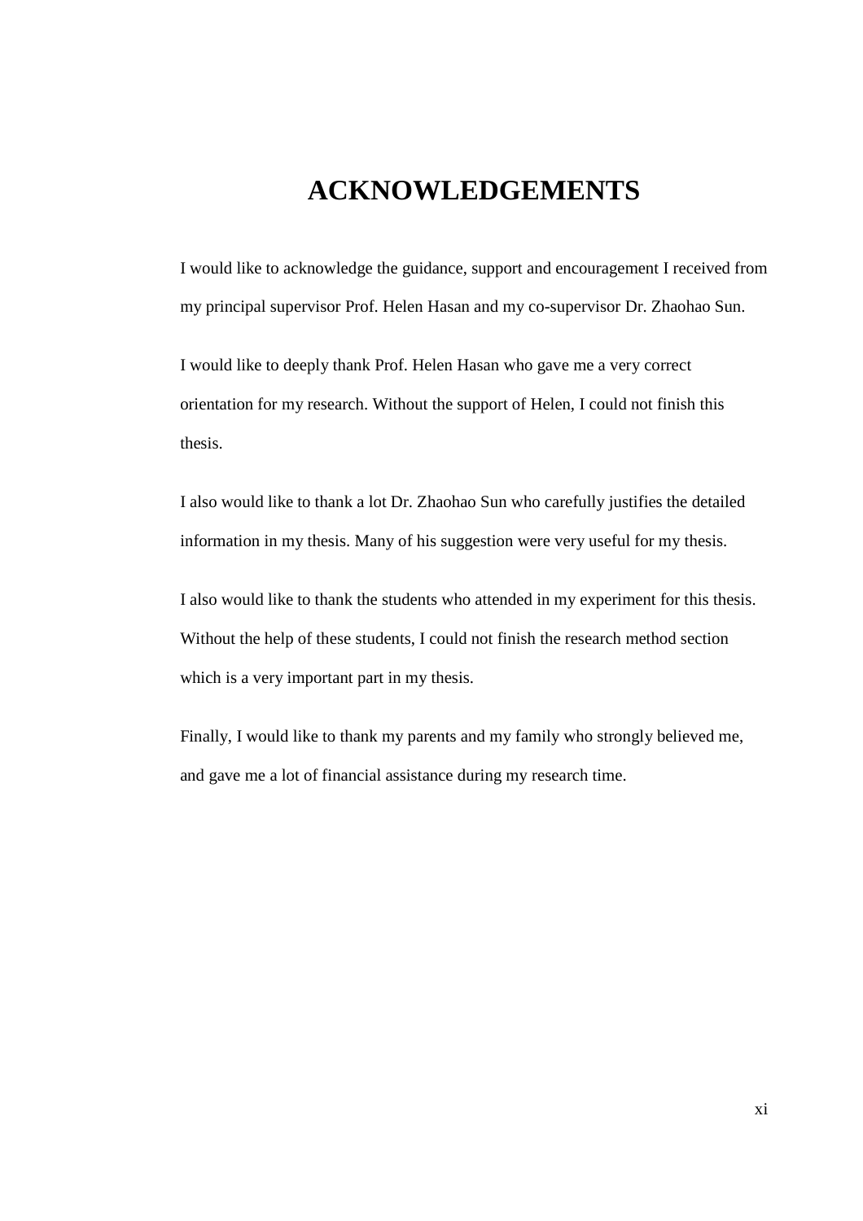# ACKNOWLEDGEMENTS

I would like to acknowledge the guidance, support and encouragement I received from my principal supervisor Prof. Helen Hasan and my co-supervisor Dr. Zhaohao Sun.

I would like to deeply thank Prof. Helen Hasan who gave me a very correct orientation for my research. Without the support of Helen, I could not finish this thesis.

I also would like to thank a lot Dr. Zhaohao Sun who carefully justifies the detailed information in my thesis. Many of his suggestion were very useful for my thesis.

I also would like to thank the students who attended in my experiment for this thesis. Without the help of these students, I could not finish the research method section which is a very important part in my thesis.

Finally, I would like to thank my parents and my family who strongly believed me, and gave me a lot of financial assistance during my research time.